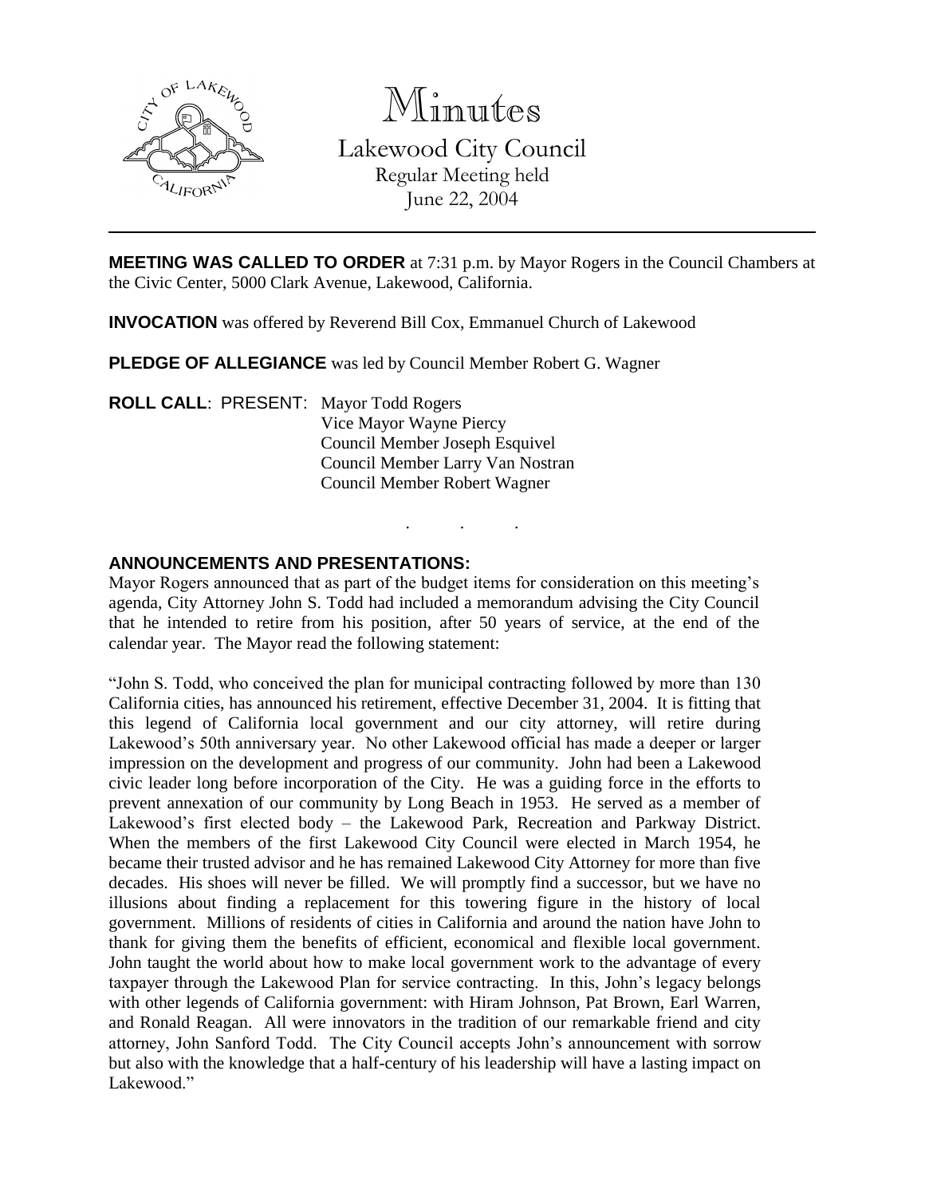# Minutes

Lakewood City Council
Regular Meeting held
June 22, 2004

---

**MEETING WAS CALLED TO ORDER** at 7:31 p.m. by Mayor Rogers in the Council Chambers at the Civic Center, 5000 Clark Avenue, Lakewood, California.

**INVOCATION** was offered by Reverend Bill Cox, Emmanuel Church of Lakewood

**PLEDGE OF ALLEGIANCE** was led by Council Member Robert G. Wagner

**ROLL CALL**: PRESENT: Mayor Todd Rogers
Vice Mayor Wayne Piercy
Council Member Joseph Esquivel
Council Member Larry Van Nostran
Council Member Robert Wagner

. . .

**ANNOUNCEMENTS AND PRESENTATIONS:**

Mayor Rogers announced that as part of the budget items for consideration on this meeting's agenda, City Attorney John S. Todd had included a memorandum advising the City Council that he intended to retire from his position, after 50 years of service, at the end of the calendar year. The Mayor read the following statement:

"John S. Todd, who conceived the plan for municipal contracting followed by more than 130 California cities, has announced his retirement, effective December 31, 2004. It is fitting that this legend of California local government and our city attorney, will retire during Lakewood's 50th anniversary year. No other Lakewood official has made a deeper or larger impression on the development and progress of our community. John had been a Lakewood civic leader long before incorporation of the City. He was a guiding force in the efforts to prevent annexation of our community by Long Beach in 1953. He served as a member of Lakewood's first elected body – the Lakewood Park, Recreation and Parkway District. When the members of the first Lakewood City Council were elected in March 1954, he became their trusted advisor and he has remained Lakewood City Attorney for more than five decades. His shoes will never be filled. We will promptly find a successor, but we have no illusions about finding a replacement for this towering figure in the history of local government. Millions of residents of cities in California and around the nation have John to thank for giving them the benefits of efficient, economical and flexible local government. John taught the world about how to make local government work to the advantage of every taxpayer through the Lakewood Plan for service contracting. In this, John's legacy belongs with other legends of California government: with Hiram Johnson, Pat Brown, Earl Warren, and Ronald Reagan. All were innovators in the tradition of our remarkable friend and city attorney, John Sanford Todd. The City Council accepts John's announcement with sorrow but also with the knowledge that a half-century of his leadership will have a lasting impact on Lakewood."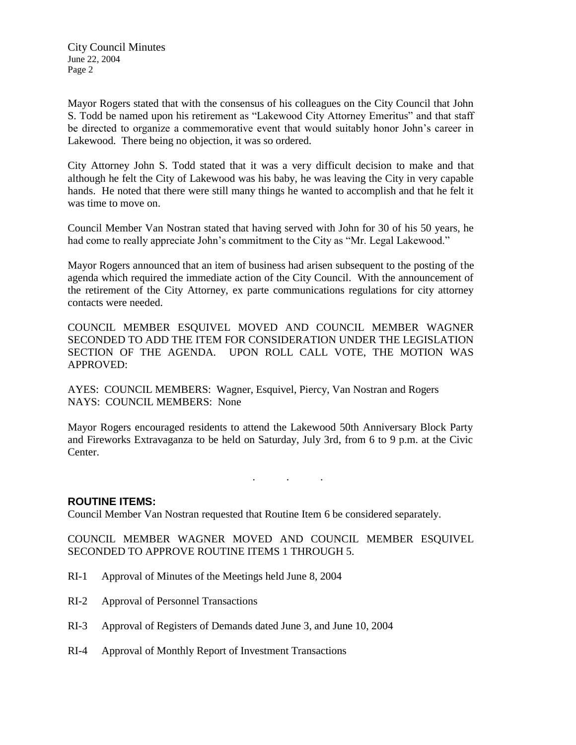Mayor Rogers stated that with the consensus of his colleagues on the City Council that John S. Todd be named upon his retirement as "Lakewood City Attorney Emeritus" and that staff be directed to organize a commemorative event that would suitably honor John's career in Lakewood. There being no objection, it was so ordered.

City Attorney John S. Todd stated that it was a very difficult decision to make and that although he felt the City of Lakewood was his baby, he was leaving the City in very capable hands. He noted that there were still many things he wanted to accomplish and that he felt it was time to move on.

Council Member Van Nostran stated that having served with John for 30 of his 50 years, he had come to really appreciate John's commitment to the City as "Mr. Legal Lakewood."

Mayor Rogers announced that an item of business had arisen subsequent to the posting of the agenda which required the immediate action of the City Council. With the announcement of the retirement of the City Attorney, ex parte communications regulations for city attorney contacts were needed.

COUNCIL MEMBER ESQUIVEL MOVED AND COUNCIL MEMBER WAGNER SECONDED TO ADD THE ITEM FOR CONSIDERATION UNDER THE LEGISLATION SECTION OF THE AGENDA. UPON ROLL CALL VOTE, THE MOTION WAS APPROVED:

AYES: COUNCIL MEMBERS: Wagner, Esquivel, Piercy, Van Nostran and Rogers
NAYS: COUNCIL MEMBERS: None

Mayor Rogers encouraged residents to attend the Lakewood 50th Anniversary Block Party and Fireworks Extravaganza to be held on Saturday, July 3rd, from 6 to 9 p.m. at the Civic Center.

. . .

**ROUTINE ITEMS:**

Council Member Van Nostran requested that Routine Item 6 be considered separately.

COUNCIL MEMBER WAGNER MOVED AND COUNCIL MEMBER ESQUIVEL SECONDED TO APPROVE ROUTINE ITEMS 1 THROUGH 5.

RI-1 Approval of Minutes of the Meetings held June 8, 2004

RI-2 Approval of Personnel Transactions

RI-3 Approval of Registers of Demands dated June 3, and June 10, 2004

RI-4 Approval of Monthly Report of Investment Transactions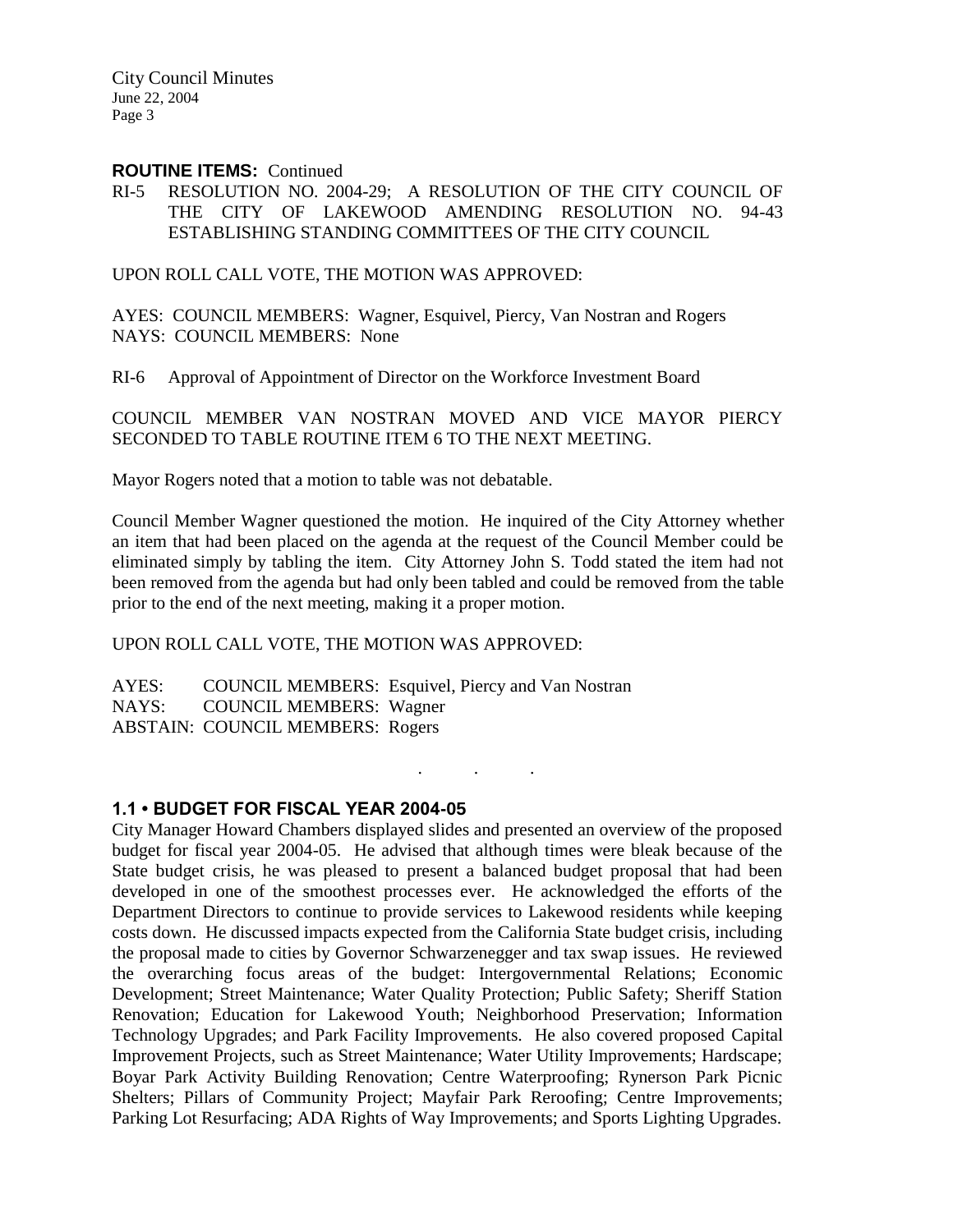**ROUTINE ITEMS:** Continued

RI-5 RESOLUTION NO. 2004-29; A RESOLUTION OF THE CITY COUNCIL OF THE CITY OF LAKEWOOD AMENDING RESOLUTION NO. 94-43 ESTABLISHING STANDING COMMITTEES OF THE CITY COUNCIL

UPON ROLL CALL VOTE, THE MOTION WAS APPROVED:

AYES: COUNCIL MEMBERS: Wagner, Esquivel, Piercy, Van Nostran and Rogers
NAYS: COUNCIL MEMBERS: None

RI-6 Approval of Appointment of Director on the Workforce Investment Board

COUNCIL MEMBER VAN NOSTRAN MOVED AND VICE MAYOR PIERCY SECONDED TO TABLE ROUTINE ITEM 6 TO THE NEXT MEETING.

Mayor Rogers noted that a motion to table was not debatable.

Council Member Wagner questioned the motion. He inquired of the City Attorney whether an item that had been placed on the agenda at the request of the Council Member could be eliminated simply by tabling the item. City Attorney John S. Todd stated the item had not been removed from the agenda but had only been tabled and could be removed from the table prior to the end of the next meeting, making it a proper motion.

UPON ROLL CALL VOTE, THE MOTION WAS APPROVED:

AYES: COUNCIL MEMBERS: Esquivel, Piercy and Van Nostran
NAYS: COUNCIL MEMBERS: Wagner
ABSTAIN: COUNCIL MEMBERS: Rogers

. . .

## 1.1 • BUDGET FOR FISCAL YEAR 2004-05

City Manager Howard Chambers displayed slides and presented an overview of the proposed budget for fiscal year 2004-05. He advised that although times were bleak because of the State budget crisis, he was pleased to present a balanced budget proposal that had been developed in one of the smoothest processes ever. He acknowledged the efforts of the Department Directors to continue to provide services to Lakewood residents while keeping costs down. He discussed impacts expected from the California State budget crisis, including the proposal made to cities by Governor Schwarzenegger and tax swap issues. He reviewed the overarching focus areas of the budget: Intergovernmental Relations; Economic Development; Street Maintenance; Water Quality Protection; Public Safety; Sheriff Station Renovation; Education for Lakewood Youth; Neighborhood Preservation; Information Technology Upgrades; and Park Facility Improvements. He also covered proposed Capital Improvement Projects, such as Street Maintenance; Water Utility Improvements; Hardscape; Boyar Park Activity Building Renovation; Centre Waterproofing; Rynerson Park Picnic Shelters; Pillars of Community Project; Mayfair Park Reroofing; Centre Improvements; Parking Lot Resurfacing; ADA Rights of Way Improvements; and Sports Lighting Upgrades.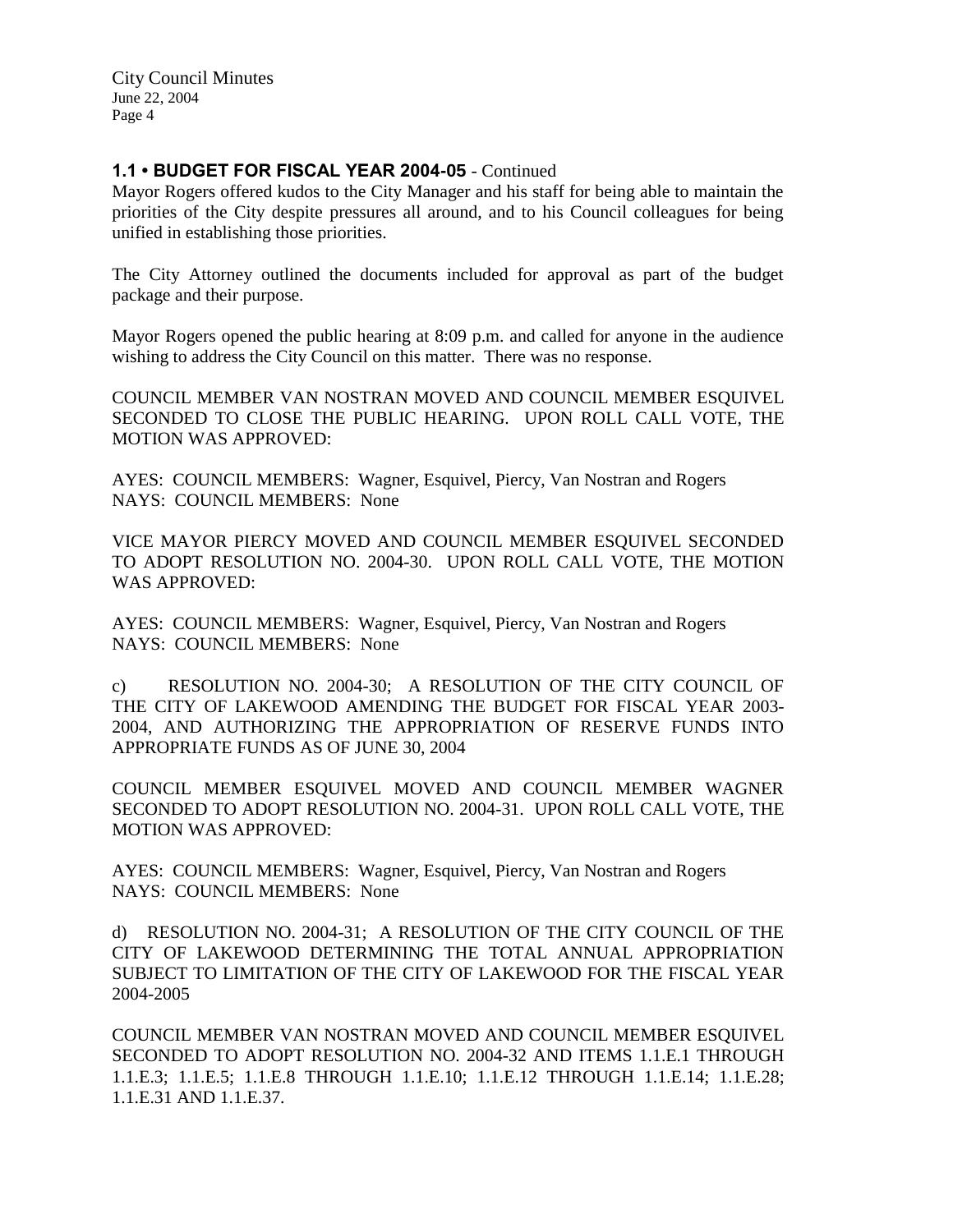### 1.1 • BUDGET FOR FISCAL YEAR 2004-05 - Continued

Mayor Rogers offered kudos to the City Manager and his staff for being able to maintain the priorities of the City despite pressures all around, and to his Council colleagues for being unified in establishing those priorities.

The City Attorney outlined the documents included for approval as part of the budget package and their purpose.

Mayor Rogers opened the public hearing at 8:09 p.m. and called for anyone in the audience wishing to address the City Council on this matter. There was no response.

COUNCIL MEMBER VAN NOSTRAN MOVED AND COUNCIL MEMBER ESQUIVEL SECONDED TO CLOSE THE PUBLIC HEARING. UPON ROLL CALL VOTE, THE MOTION WAS APPROVED:

AYES: COUNCIL MEMBERS: Wagner, Esquivel, Piercy, Van Nostran and Rogers
NAYS: COUNCIL MEMBERS: None

VICE MAYOR PIERCY MOVED AND COUNCIL MEMBER ESQUIVEL SECONDED TO ADOPT RESOLUTION NO. 2004-30. UPON ROLL CALL VOTE, THE MOTION WAS APPROVED:

AYES: COUNCIL MEMBERS: Wagner, Esquivel, Piercy, Van Nostran and Rogers
NAYS: COUNCIL MEMBERS: None

c) RESOLUTION NO. 2004-30; A RESOLUTION OF THE CITY COUNCIL OF THE CITY OF LAKEWOOD AMENDING THE BUDGET FOR FISCAL YEAR 2003-2004, AND AUTHORIZING THE APPROPRIATION OF RESERVE FUNDS INTO APPROPRIATE FUNDS AS OF JUNE 30, 2004

COUNCIL MEMBER ESQUIVEL MOVED AND COUNCIL MEMBER WAGNER SECONDED TO ADOPT RESOLUTION NO. 2004-31. UPON ROLL CALL VOTE, THE MOTION WAS APPROVED:

AYES: COUNCIL MEMBERS: Wagner, Esquivel, Piercy, Van Nostran and Rogers
NAYS: COUNCIL MEMBERS: None

d) RESOLUTION NO. 2004-31; A RESOLUTION OF THE CITY COUNCIL OF THE CITY OF LAKEWOOD DETERMINING THE TOTAL ANNUAL APPROPRIATION SUBJECT TO LIMITATION OF THE CITY OF LAKEWOOD FOR THE FISCAL YEAR 2004-2005

COUNCIL MEMBER VAN NOSTRAN MOVED AND COUNCIL MEMBER ESQUIVEL SECONDED TO ADOPT RESOLUTION NO. 2004-32 AND ITEMS 1.1.E.1 THROUGH 1.1.E.3; 1.1.E.5; 1.1.E.8 THROUGH 1.1.E.10; 1.1.E.12 THROUGH 1.1.E.14; 1.1.E.28; 1.1.E.31 AND 1.1.E.37.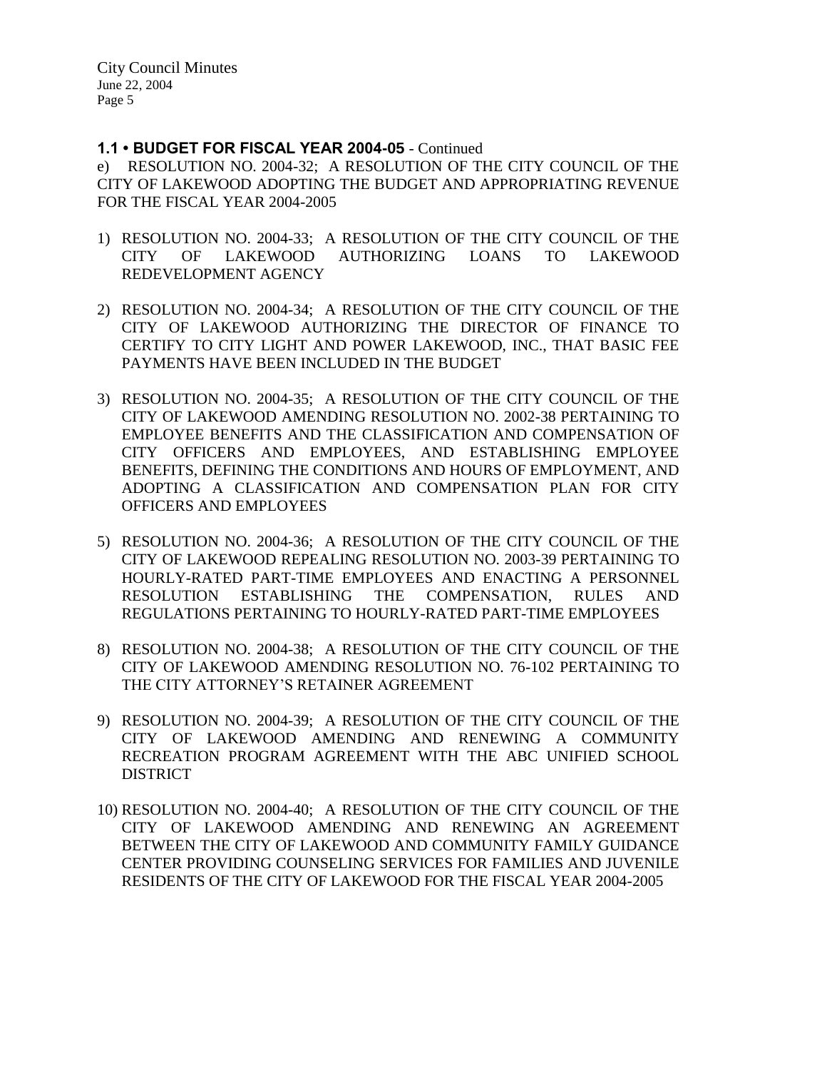**1.1 • BUDGET FOR FISCAL YEAR 2004-05** - Continued

e) RESOLUTION NO. 2004-32; A RESOLUTION OF THE CITY COUNCIL OF THE CITY OF LAKEWOOD ADOPTING THE BUDGET AND APPROPRIATING REVENUE FOR THE FISCAL YEAR 2004-2005

1) RESOLUTION NO. 2004-33; A RESOLUTION OF THE CITY COUNCIL OF THE CITY OF LAKEWOOD AUTHORIZING LOANS TO LAKEWOOD REDEVELOPMENT AGENCY

2) RESOLUTION NO. 2004-34; A RESOLUTION OF THE CITY COUNCIL OF THE CITY OF LAKEWOOD AUTHORIZING THE DIRECTOR OF FINANCE TO CERTIFY TO CITY LIGHT AND POWER LAKEWOOD, INC., THAT BASIC FEE PAYMENTS HAVE BEEN INCLUDED IN THE BUDGET

3) RESOLUTION NO. 2004-35; A RESOLUTION OF THE CITY COUNCIL OF THE CITY OF LAKEWOOD AMENDING RESOLUTION NO. 2002-38 PERTAINING TO EMPLOYEE BENEFITS AND THE CLASSIFICATION AND COMPENSATION OF CITY OFFICERS AND EMPLOYEES, AND ESTABLISHING EMPLOYEE BENEFITS, DEFINING THE CONDITIONS AND HOURS OF EMPLOYMENT, AND ADOPTING A CLASSIFICATION AND COMPENSATION PLAN FOR CITY OFFICERS AND EMPLOYEES

5) RESOLUTION NO. 2004-36; A RESOLUTION OF THE CITY COUNCIL OF THE CITY OF LAKEWOOD REPEALING RESOLUTION NO. 2003-39 PERTAINING TO HOURLY-RATED PART-TIME EMPLOYEES AND ENACTING A PERSONNEL RESOLUTION ESTABLISHING THE COMPENSATION, RULES AND REGULATIONS PERTAINING TO HOURLY-RATED PART-TIME EMPLOYEES

8) RESOLUTION NO. 2004-38; A RESOLUTION OF THE CITY COUNCIL OF THE CITY OF LAKEWOOD AMENDING RESOLUTION NO. 76-102 PERTAINING TO THE CITY ATTORNEY'S RETAINER AGREEMENT

9) RESOLUTION NO. 2004-39; A RESOLUTION OF THE CITY COUNCIL OF THE CITY OF LAKEWOOD AMENDING AND RENEWING A COMMUNITY RECREATION PROGRAM AGREEMENT WITH THE ABC UNIFIED SCHOOL DISTRICT

10) RESOLUTION NO. 2004-40; A RESOLUTION OF THE CITY COUNCIL OF THE CITY OF LAKEWOOD AMENDING AND RENEWING AN AGREEMENT BETWEEN THE CITY OF LAKEWOOD AND COMMUNITY FAMILY GUIDANCE CENTER PROVIDING COUNSELING SERVICES FOR FAMILIES AND JUVENILE RESIDENTS OF THE CITY OF LAKEWOOD FOR THE FISCAL YEAR 2004-2005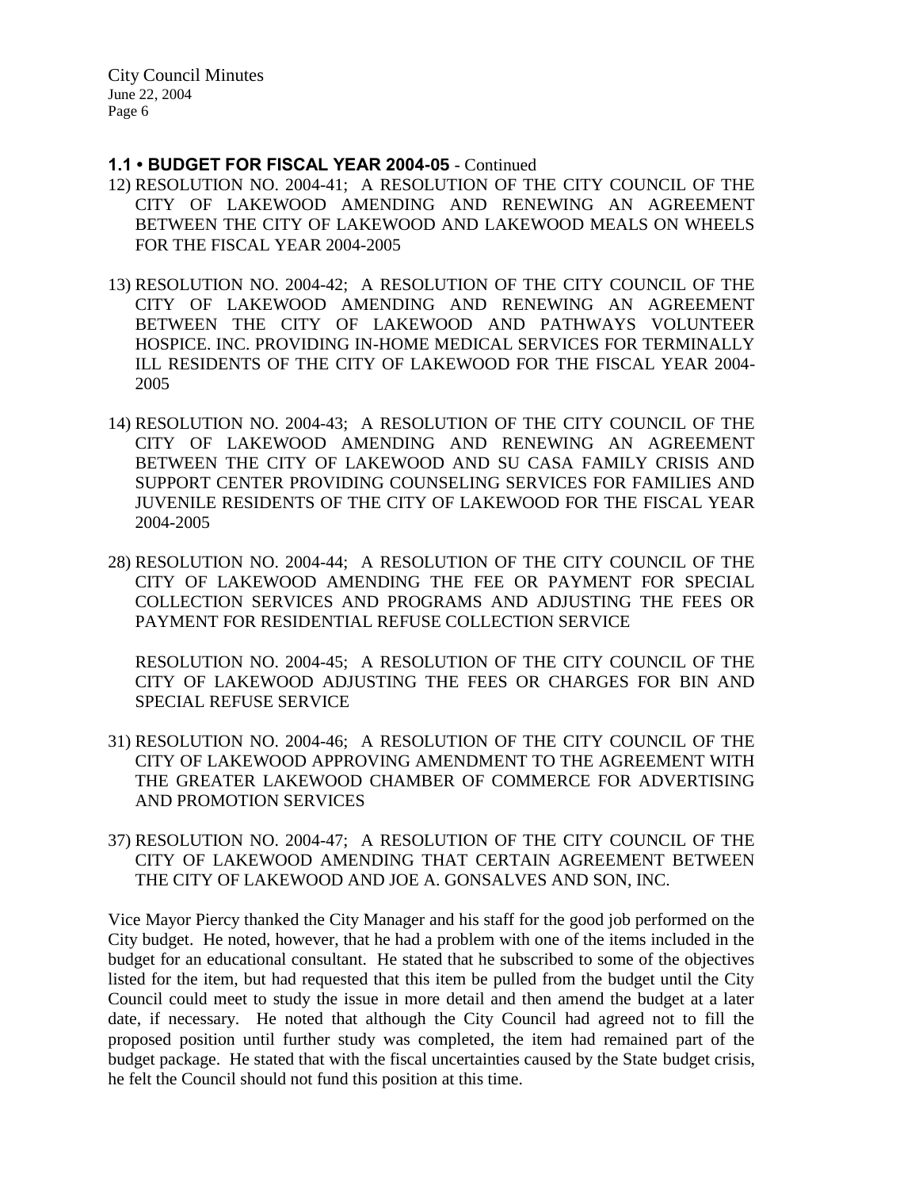**1.1 • BUDGET FOR FISCAL YEAR 2004-05** - Continued

12) RESOLUTION NO. 2004-41; A RESOLUTION OF THE CITY COUNCIL OF THE CITY OF LAKEWOOD AMENDING AND RENEWING AN AGREEMENT BETWEEN THE CITY OF LAKEWOOD AND LAKEWOOD MEALS ON WHEELS FOR THE FISCAL YEAR 2004-2005

13) RESOLUTION NO. 2004-42; A RESOLUTION OF THE CITY COUNCIL OF THE CITY OF LAKEWOOD AMENDING AND RENEWING AN AGREEMENT BETWEEN THE CITY OF LAKEWOOD AND PATHWAYS VOLUNTEER HOSPICE. INC. PROVIDING IN-HOME MEDICAL SERVICES FOR TERMINALLY ILL RESIDENTS OF THE CITY OF LAKEWOOD FOR THE FISCAL YEAR 2004-2005

14) RESOLUTION NO. 2004-43; A RESOLUTION OF THE CITY COUNCIL OF THE CITY OF LAKEWOOD AMENDING AND RENEWING AN AGREEMENT BETWEEN THE CITY OF LAKEWOOD AND SU CASA FAMILY CRISIS AND SUPPORT CENTER PROVIDING COUNSELING SERVICES FOR FAMILIES AND JUVENILE RESIDENTS OF THE CITY OF LAKEWOOD FOR THE FISCAL YEAR 2004-2005

28) RESOLUTION NO. 2004-44; A RESOLUTION OF THE CITY COUNCIL OF THE CITY OF LAKEWOOD AMENDING THE FEE OR PAYMENT FOR SPECIAL COLLECTION SERVICES AND PROGRAMS AND ADJUSTING THE FEES OR PAYMENT FOR RESIDENTIAL REFUSE COLLECTION SERVICE

    RESOLUTION NO. 2004-45; A RESOLUTION OF THE CITY COUNCIL OF THE CITY OF LAKEWOOD ADJUSTING THE FEES OR CHARGES FOR BIN AND SPECIAL REFUSE SERVICE

31) RESOLUTION NO. 2004-46; A RESOLUTION OF THE CITY COUNCIL OF THE CITY OF LAKEWOOD APPROVING AMENDMENT TO THE AGREEMENT WITH THE GREATER LAKEWOOD CHAMBER OF COMMERCE FOR ADVERTISING AND PROMOTION SERVICES

37) RESOLUTION NO. 2004-47; A RESOLUTION OF THE CITY COUNCIL OF THE CITY OF LAKEWOOD AMENDING THAT CERTAIN AGREEMENT BETWEEN THE CITY OF LAKEWOOD AND JOE A. GONSALVES AND SON, INC.

Vice Mayor Piercy thanked the City Manager and his staff for the good job performed on the City budget. He noted, however, that he had a problem with one of the items included in the budget for an educational consultant. He stated that he subscribed to some of the objectives listed for the item, but had requested that this item be pulled from the budget until the City Council could meet to study the issue in more detail and then amend the budget at a later date, if necessary. He noted that although the City Council had agreed not to fill the proposed position until further study was completed, the item had remained part of the budget package. He stated that with the fiscal uncertainties caused by the State budget crisis, he felt the Council should not fund this position at this time.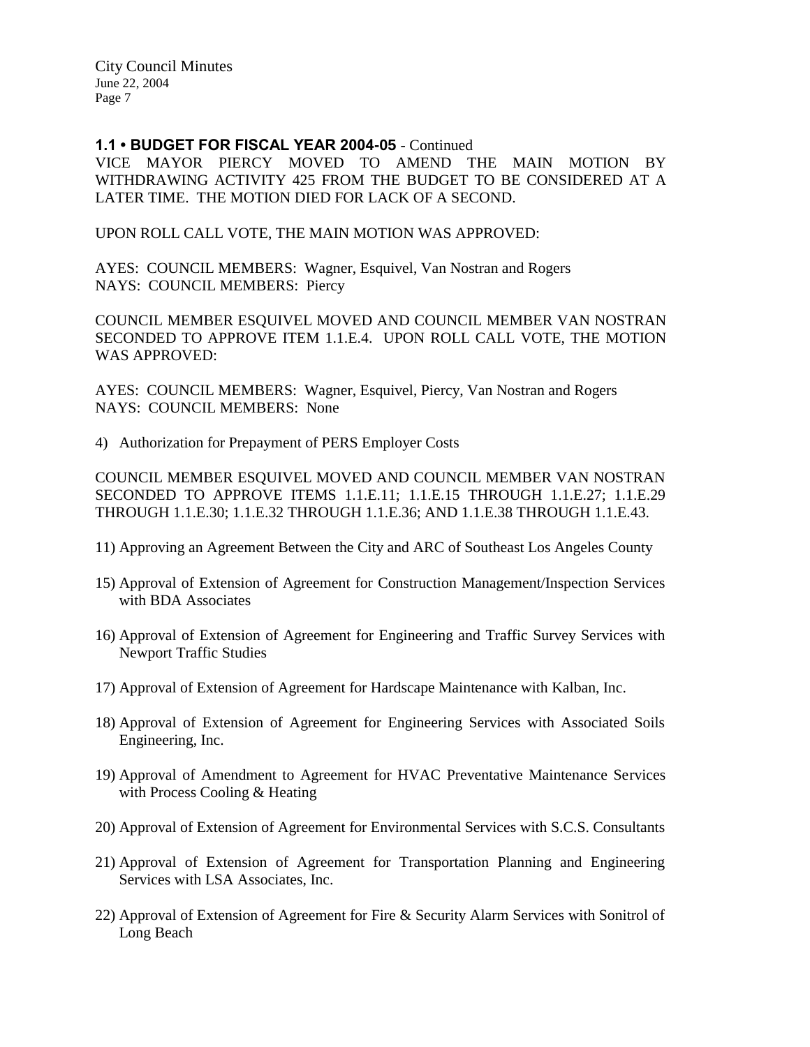**1.1 • BUDGET FOR FISCAL YEAR 2004-05** - Continued

VICE MAYOR PIERCY MOVED TO AMEND THE MAIN MOTION BY WITHDRAWING ACTIVITY 425 FROM THE BUDGET TO BE CONSIDERED AT A LATER TIME. THE MOTION DIED FOR LACK OF A SECOND.

UPON ROLL CALL VOTE, THE MAIN MOTION WAS APPROVED:

AYES: COUNCIL MEMBERS: Wagner, Esquivel, Van Nostran and Rogers
NAYS: COUNCIL MEMBERS: Piercy

COUNCIL MEMBER ESQUIVEL MOVED AND COUNCIL MEMBER VAN NOSTRAN SECONDED TO APPROVE ITEM 1.1.E.4. UPON ROLL CALL VOTE, THE MOTION WAS APPROVED:

AYES: COUNCIL MEMBERS: Wagner, Esquivel, Piercy, Van Nostran and Rogers
NAYS: COUNCIL MEMBERS: None

4) Authorization for Prepayment of PERS Employer Costs

COUNCIL MEMBER ESQUIVEL MOVED AND COUNCIL MEMBER VAN NOSTRAN SECONDED TO APPROVE ITEMS 1.1.E.11; 1.1.E.15 THROUGH 1.1.E.27; 1.1.E.29 THROUGH 1.1.E.30; 1.1.E.32 THROUGH 1.1.E.36; AND 1.1.E.38 THROUGH 1.1.E.43.

11) Approving an Agreement Between the City and ARC of Southeast Los Angeles County

15) Approval of Extension of Agreement for Construction Management/Inspection Services with BDA Associates

16) Approval of Extension of Agreement for Engineering and Traffic Survey Services with Newport Traffic Studies

17) Approval of Extension of Agreement for Hardscape Maintenance with Kalban, Inc.

18) Approval of Extension of Agreement for Engineering Services with Associated Soils Engineering, Inc.

19) Approval of Amendment to Agreement for HVAC Preventative Maintenance Services with Process Cooling & Heating

20) Approval of Extension of Agreement for Environmental Services with S.C.S. Consultants

21) Approval of Extension of Agreement for Transportation Planning and Engineering Services with LSA Associates, Inc.

22) Approval of Extension of Agreement for Fire & Security Alarm Services with Sonitrol of Long Beach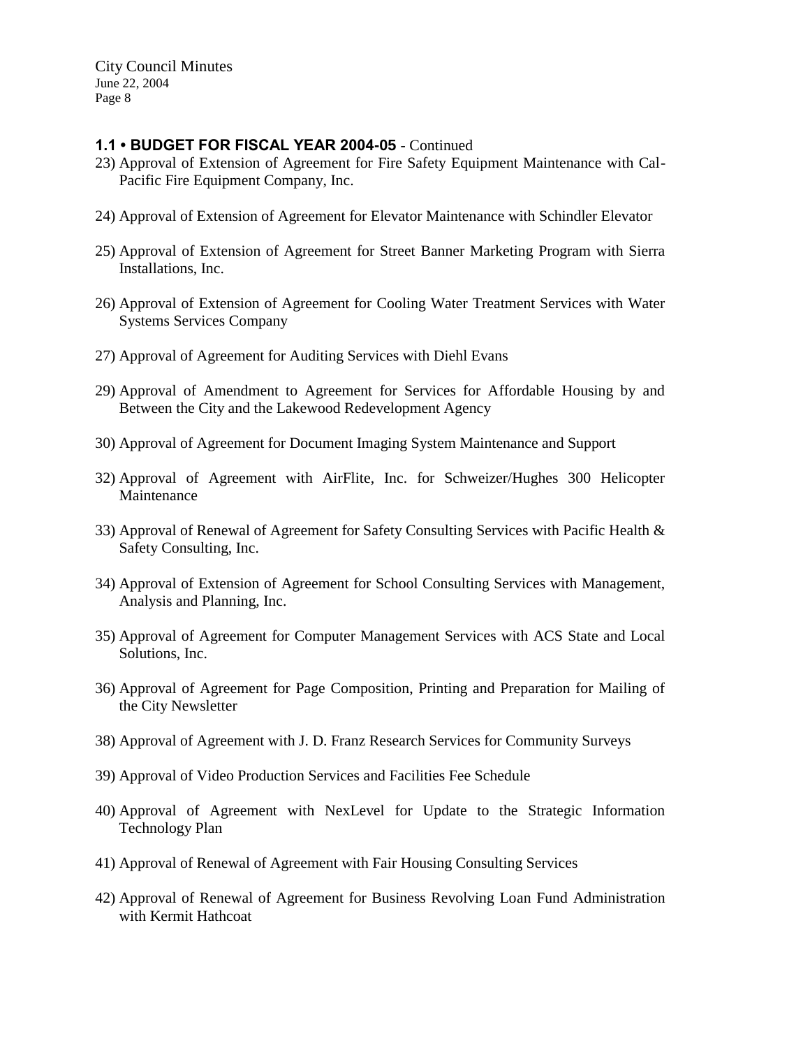**1.1 • BUDGET FOR FISCAL YEAR 2004-05** - Continued

23) Approval of Extension of Agreement for Fire Safety Equipment Maintenance with Cal-Pacific Fire Equipment Company, Inc.

24) Approval of Extension of Agreement for Elevator Maintenance with Schindler Elevator

25) Approval of Extension of Agreement for Street Banner Marketing Program with Sierra Installations, Inc.

26) Approval of Extension of Agreement for Cooling Water Treatment Services with Water Systems Services Company

27) Approval of Agreement for Auditing Services with Diehl Evans

29) Approval of Amendment to Agreement for Services for Affordable Housing by and Between the City and the Lakewood Redevelopment Agency

30) Approval of Agreement for Document Imaging System Maintenance and Support

32) Approval of Agreement with AirFlite, Inc. for Schweizer/Hughes 300 Helicopter Maintenance

33) Approval of Renewal of Agreement for Safety Consulting Services with Pacific Health & Safety Consulting, Inc.

34) Approval of Extension of Agreement for School Consulting Services with Management, Analysis and Planning, Inc.

35) Approval of Agreement for Computer Management Services with ACS State and Local Solutions, Inc.

36) Approval of Agreement for Page Composition, Printing and Preparation for Mailing of the City Newsletter

38) Approval of Agreement with J. D. Franz Research Services for Community Surveys

39) Approval of Video Production Services and Facilities Fee Schedule

40) Approval of Agreement with NexLevel for Update to the Strategic Information Technology Plan

41) Approval of Renewal of Agreement with Fair Housing Consulting Services

42) Approval of Renewal of Agreement for Business Revolving Loan Fund Administration with Kermit Hathcoat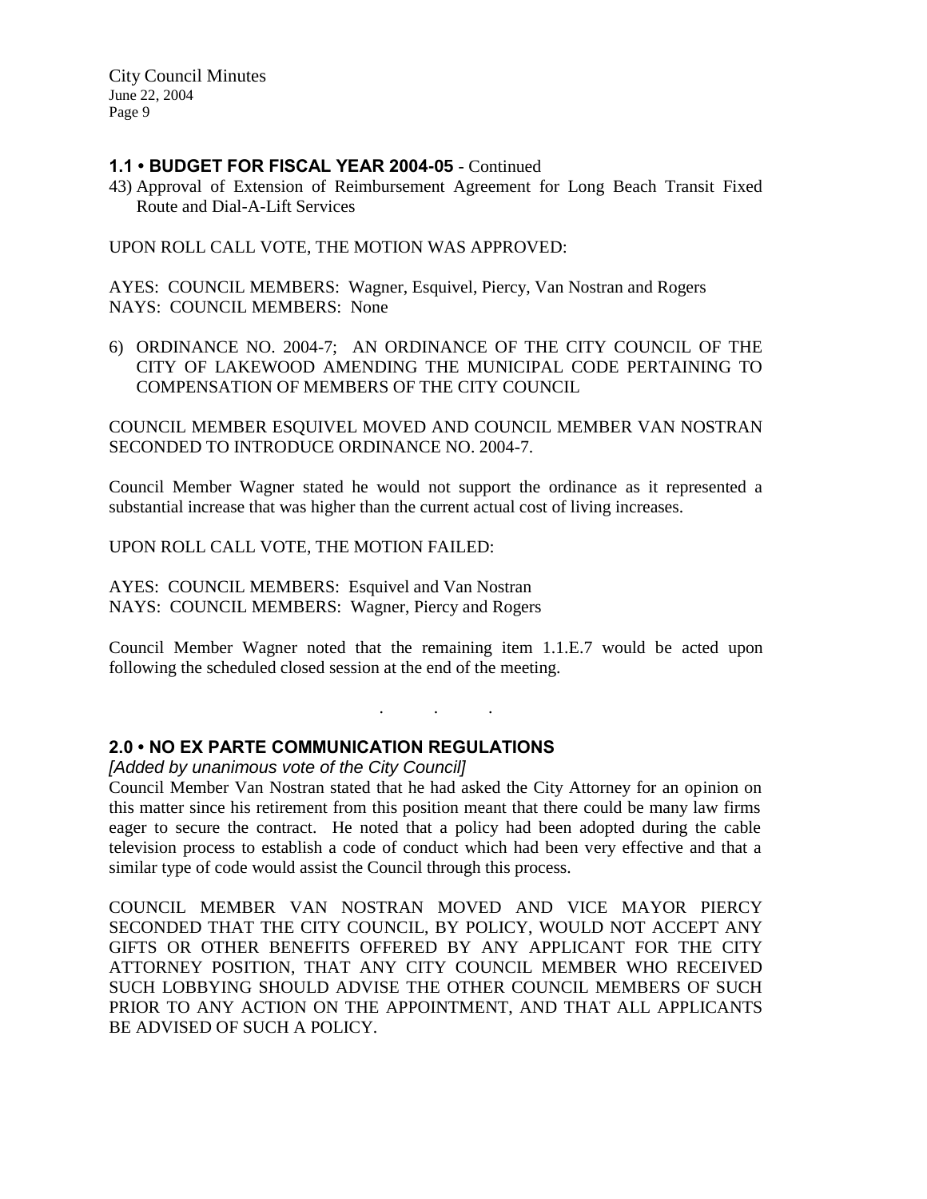### 1.1 • BUDGET FOR FISCAL YEAR 2004-05 - Continued

43) Approval of Extension of Reimbursement Agreement for Long Beach Transit Fixed Route and Dial-A-Lift Services

UPON ROLL CALL VOTE, THE MOTION WAS APPROVED:

AYES: COUNCIL MEMBERS: Wagner, Esquivel, Piercy, Van Nostran and Rogers
NAYS: COUNCIL MEMBERS: None

6) ORDINANCE NO. 2004-7; AN ORDINANCE OF THE CITY COUNCIL OF THE CITY OF LAKEWOOD AMENDING THE MUNICIPAL CODE PERTAINING TO COMPENSATION OF MEMBERS OF THE CITY COUNCIL

COUNCIL MEMBER ESQUIVEL MOVED AND COUNCIL MEMBER VAN NOSTRAN SECONDED TO INTRODUCE ORDINANCE NO. 2004-7.

Council Member Wagner stated he would not support the ordinance as it represented a substantial increase that was higher than the current actual cost of living increases.

UPON ROLL CALL VOTE, THE MOTION FAILED:

AYES: COUNCIL MEMBERS: Esquivel and Van Nostran
NAYS: COUNCIL MEMBERS: Wagner, Piercy and Rogers

Council Member Wagner noted that the remaining item 1.1.E.7 would be acted upon following the scheduled closed session at the end of the meeting.

. . .

### 2.0 • NO EX PARTE COMMUNICATION REGULATIONS

*[Added by unanimous vote of the City Council]*

Council Member Van Nostran stated that he had asked the City Attorney for an opinion on this matter since his retirement from this position meant that there could be many law firms eager to secure the contract. He noted that a policy had been adopted during the cable television process to establish a code of conduct which had been very effective and that a similar type of code would assist the Council through this process.

COUNCIL MEMBER VAN NOSTRAN MOVED AND VICE MAYOR PIERCY SECONDED THAT THE CITY COUNCIL, BY POLICY, WOULD NOT ACCEPT ANY GIFTS OR OTHER BENEFITS OFFERED BY ANY APPLICANT FOR THE CITY ATTORNEY POSITION, THAT ANY CITY COUNCIL MEMBER WHO RECEIVED SUCH LOBBYING SHOULD ADVISE THE OTHER COUNCIL MEMBERS OF SUCH PRIOR TO ANY ACTION ON THE APPOINTMENT, AND THAT ALL APPLICANTS BE ADVISED OF SUCH A POLICY.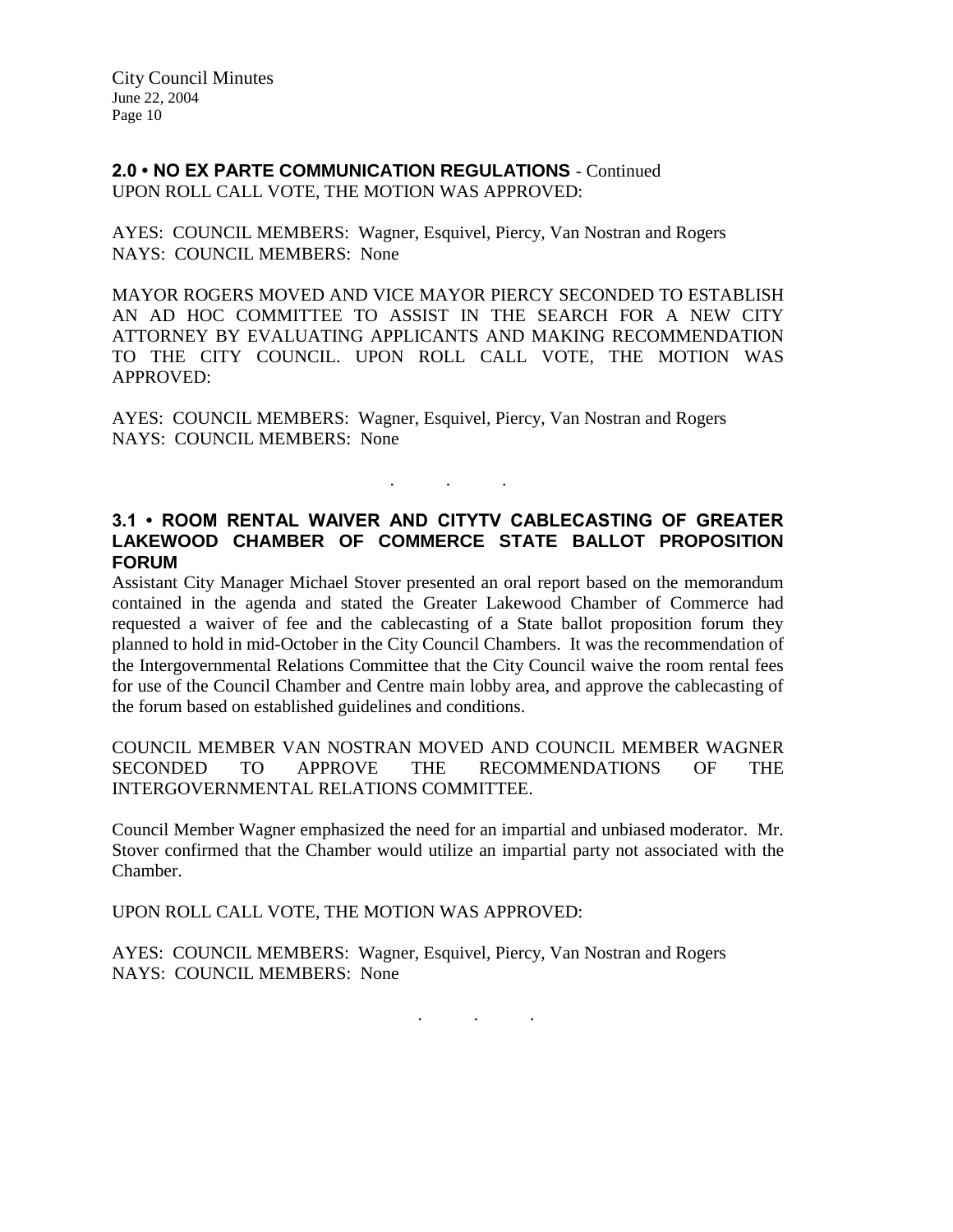**2.0 • NO EX PARTE COMMUNICATION REGULATIONS** - Continued
UPON ROLL CALL VOTE, THE MOTION WAS APPROVED:

AYES: COUNCIL MEMBERS: Wagner, Esquivel, Piercy, Van Nostran and Rogers
NAYS: COUNCIL MEMBERS: None

MAYOR ROGERS MOVED AND VICE MAYOR PIERCY SECONDED TO ESTABLISH AN AD HOC COMMITTEE TO ASSIST IN THE SEARCH FOR A NEW CITY ATTORNEY BY EVALUATING APPLICANTS AND MAKING RECOMMENDATION TO THE CITY COUNCIL. UPON ROLL CALL VOTE, THE MOTION WAS APPROVED:

AYES: COUNCIL MEMBERS: Wagner, Esquivel, Piercy, Van Nostran and Rogers
NAYS: COUNCIL MEMBERS: None

. . .

**3.1 • ROOM RENTAL WAIVER AND CITYTV CABLECASTING OF GREATER LAKEWOOD CHAMBER OF COMMERCE STATE BALLOT PROPOSITION FORUM**

Assistant City Manager Michael Stover presented an oral report based on the memorandum contained in the agenda and stated the Greater Lakewood Chamber of Commerce had requested a waiver of fee and the cablecasting of a State ballot proposition forum they planned to hold in mid-October in the City Council Chambers. It was the recommendation of the Intergovernmental Relations Committee that the City Council waive the room rental fees for use of the Council Chamber and Centre main lobby area, and approve the cablecasting of the forum based on established guidelines and conditions.

COUNCIL MEMBER VAN NOSTRAN MOVED AND COUNCIL MEMBER WAGNER SECONDED TO APPROVE THE RECOMMENDATIONS OF THE INTERGOVERNMENTAL RELATIONS COMMITTEE.

Council Member Wagner emphasized the need for an impartial and unbiased moderator. Mr. Stover confirmed that the Chamber would utilize an impartial party not associated with the Chamber.

UPON ROLL CALL VOTE, THE MOTION WAS APPROVED:

AYES: COUNCIL MEMBERS: Wagner, Esquivel, Piercy, Van Nostran and Rogers
NAYS: COUNCIL MEMBERS: None

. . .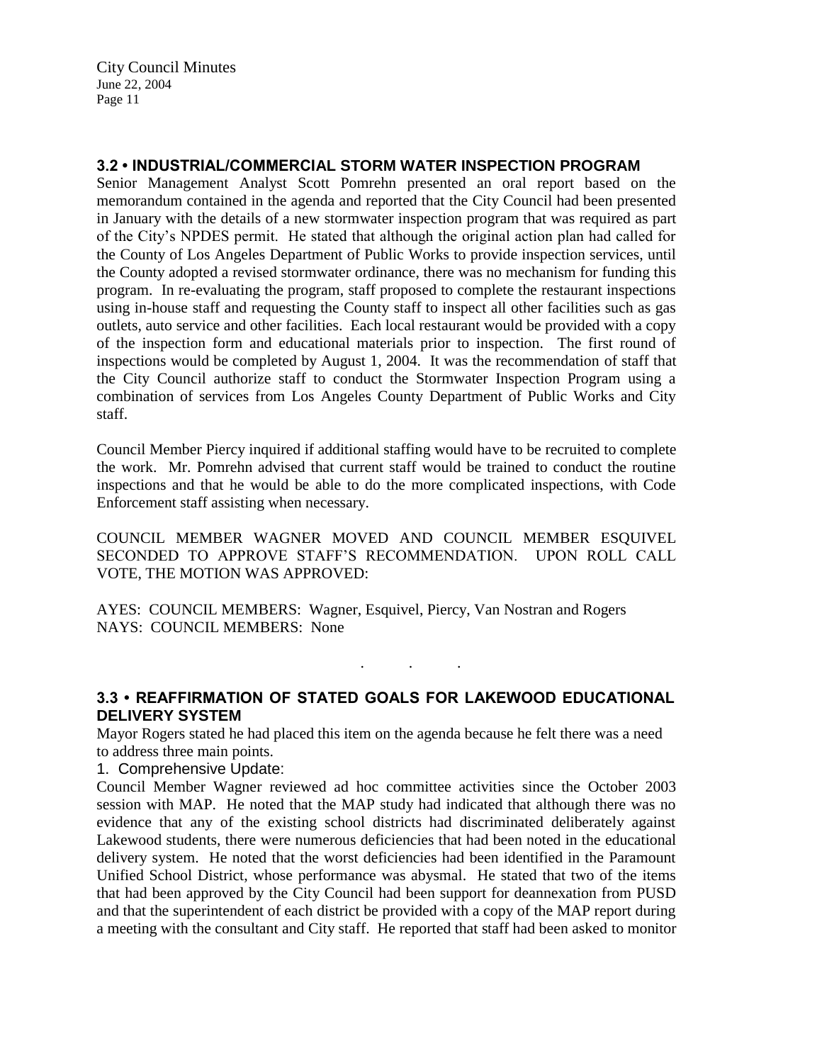## 3.2 • INDUSTRIAL/COMMERCIAL STORM WATER INSPECTION PROGRAM

Senior Management Analyst Scott Pomrehn presented an oral report based on the memorandum contained in the agenda and reported that the City Council had been presented in January with the details of a new stormwater inspection program that was required as part of the City's NPDES permit. He stated that although the original action plan had called for the County of Los Angeles Department of Public Works to provide inspection services, until the County adopted a revised stormwater ordinance, there was no mechanism for funding this program. In re-evaluating the program, staff proposed to complete the restaurant inspections using in-house staff and requesting the County staff to inspect all other facilities such as gas outlets, auto service and other facilities. Each local restaurant would be provided with a copy of the inspection form and educational materials prior to inspection. The first round of inspections would be completed by August 1, 2004. It was the recommendation of staff that the City Council authorize staff to conduct the Stormwater Inspection Program using a combination of services from Los Angeles County Department of Public Works and City staff.

Council Member Piercy inquired if additional staffing would have to be recruited to complete the work. Mr. Pomrehn advised that current staff would be trained to conduct the routine inspections and that he would be able to do the more complicated inspections, with Code Enforcement staff assisting when necessary.

COUNCIL MEMBER WAGNER MOVED AND COUNCIL MEMBER ESQUIVEL SECONDED TO APPROVE STAFF'S RECOMMENDATION. UPON ROLL CALL VOTE, THE MOTION WAS APPROVED:

AYES: COUNCIL MEMBERS: Wagner, Esquivel, Piercy, Van Nostran and Rogers
NAYS: COUNCIL MEMBERS: None

. . .

## 3.3 • REAFFIRMATION OF STATED GOALS FOR LAKEWOOD EDUCATIONAL DELIVERY SYSTEM

Mayor Rogers stated he had placed this item on the agenda because he felt there was a need to address three main points.

1. Comprehensive Update:

Council Member Wagner reviewed ad hoc committee activities since the October 2003 session with MAP. He noted that the MAP study had indicated that although there was no evidence that any of the existing school districts had discriminated deliberately against Lakewood students, there were numerous deficiencies that had been noted in the educational delivery system. He noted that the worst deficiencies had been identified in the Paramount Unified School District, whose performance was abysmal. He stated that two of the items that had been approved by the City Council had been support for deannexation from PUSD and that the superintendent of each district be provided with a copy of the MAP report during a meeting with the consultant and City staff. He reported that staff had been asked to monitor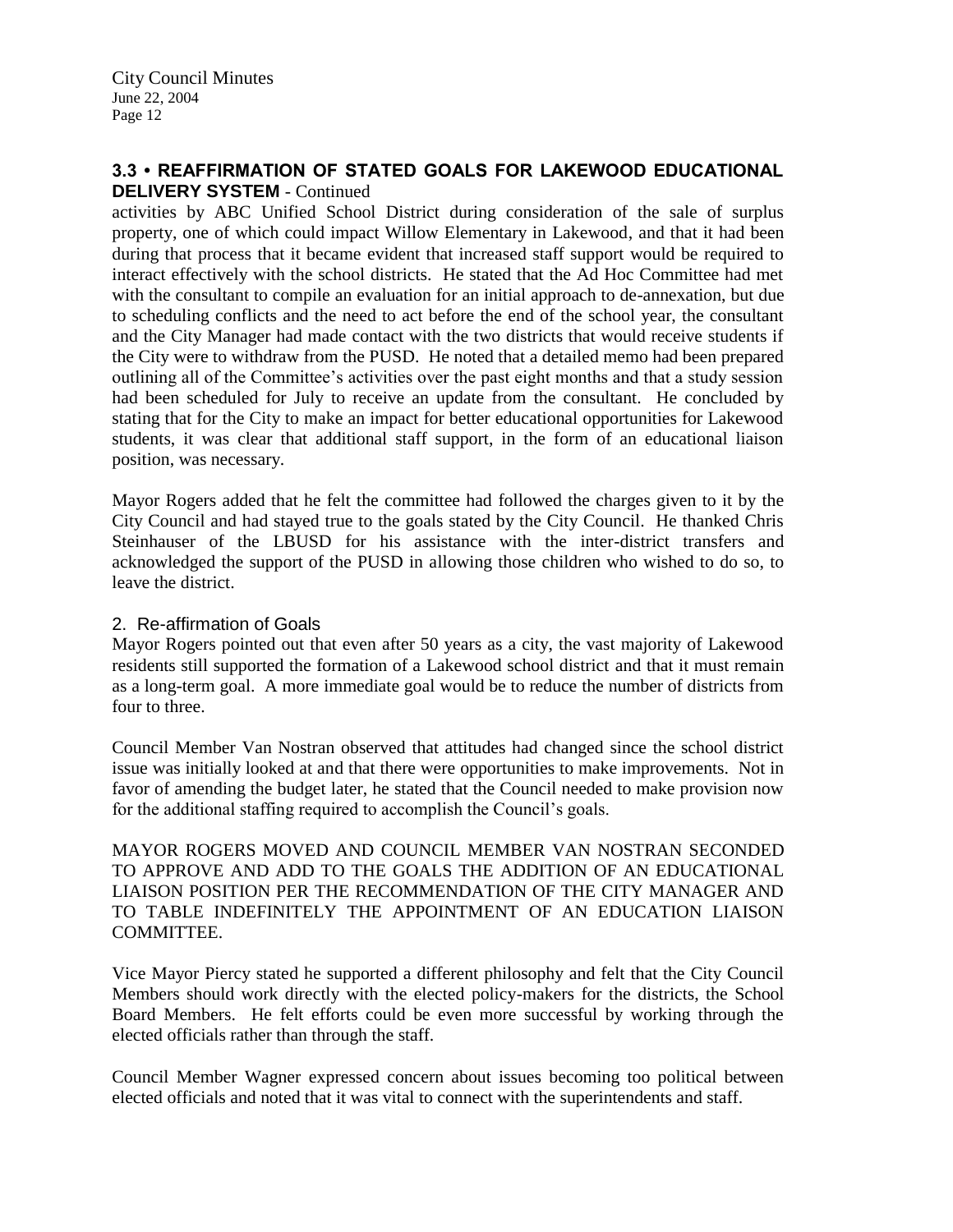### 3.3 • REAFFIRMATION OF STATED GOALS FOR LAKEWOOD EDUCATIONAL DELIVERY SYSTEM - Continued

activities by ABC Unified School District during consideration of the sale of surplus property, one of which could impact Willow Elementary in Lakewood, and that it had been during that process that it became evident that increased staff support would be required to interact effectively with the school districts. He stated that the Ad Hoc Committee had met with the consultant to compile an evaluation for an initial approach to de-annexation, but due to scheduling conflicts and the need to act before the end of the school year, the consultant and the City Manager had made contact with the two districts that would receive students if the City were to withdraw from the PUSD. He noted that a detailed memo had been prepared outlining all of the Committee's activities over the past eight months and that a study session had been scheduled for July to receive an update from the consultant. He concluded by stating that for the City to make an impact for better educational opportunities for Lakewood students, it was clear that additional staff support, in the form of an educational liaison position, was necessary.

Mayor Rogers added that he felt the committee had followed the charges given to it by the City Council and had stayed true to the goals stated by the City Council. He thanked Chris Steinhauser of the LBUSD for his assistance with the inter-district transfers and acknowledged the support of the PUSD in allowing those children who wished to do so, to leave the district.

2. Re-affirmation of Goals

Mayor Rogers pointed out that even after 50 years as a city, the vast majority of Lakewood residents still supported the formation of a Lakewood school district and that it must remain as a long-term goal. A more immediate goal would be to reduce the number of districts from four to three.

Council Member Van Nostran observed that attitudes had changed since the school district issue was initially looked at and that there were opportunities to make improvements. Not in favor of amending the budget later, he stated that the Council needed to make provision now for the additional staffing required to accomplish the Council's goals.

MAYOR ROGERS MOVED AND COUNCIL MEMBER VAN NOSTRAN SECONDED TO APPROVE AND ADD TO THE GOALS THE ADDITION OF AN EDUCATIONAL LIAISON POSITION PER THE RECOMMENDATION OF THE CITY MANAGER AND TO TABLE INDEFINITELY THE APPOINTMENT OF AN EDUCATION LIAISON COMMITTEE.

Vice Mayor Piercy stated he supported a different philosophy and felt that the City Council Members should work directly with the elected policy-makers for the districts, the School Board Members. He felt efforts could be even more successful by working through the elected officials rather than through the staff.

Council Member Wagner expressed concern about issues becoming too political between elected officials and noted that it was vital to connect with the superintendents and staff.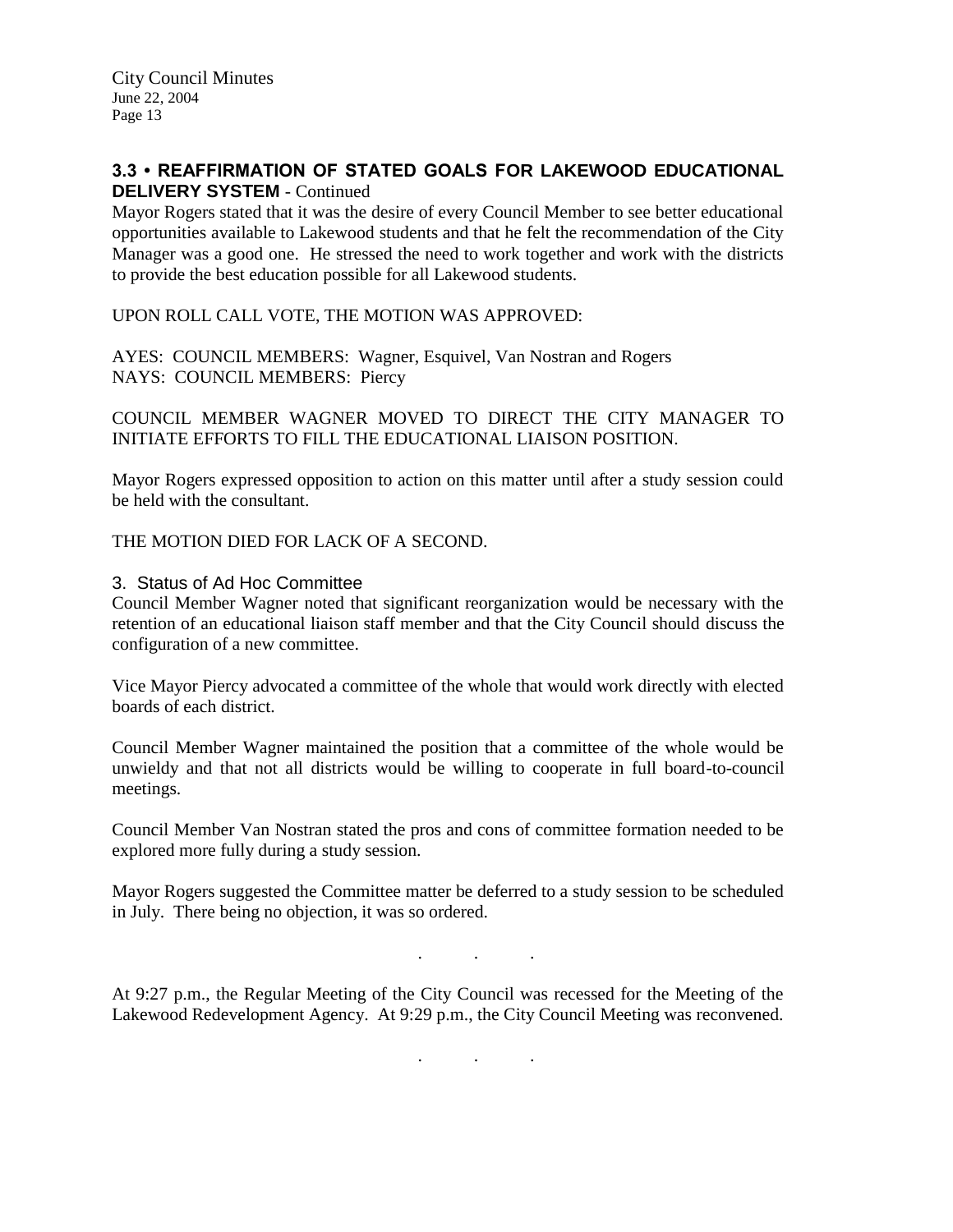## 3.3 • REAFFIRMATION OF STATED GOALS FOR LAKEWOOD EDUCATIONAL DELIVERY SYSTEM - Continued

Mayor Rogers stated that it was the desire of every Council Member to see better educational opportunities available to Lakewood students and that he felt the recommendation of the City Manager was a good one. He stressed the need to work together and work with the districts to provide the best education possible for all Lakewood students.

UPON ROLL CALL VOTE, THE MOTION WAS APPROVED:

AYES: COUNCIL MEMBERS: Wagner, Esquivel, Van Nostran and Rogers
NAYS: COUNCIL MEMBERS: Piercy

COUNCIL MEMBER WAGNER MOVED TO DIRECT THE CITY MANAGER TO INITIATE EFFORTS TO FILL THE EDUCATIONAL LIAISON POSITION.

Mayor Rogers expressed opposition to action on this matter until after a study session could be held with the consultant.

THE MOTION DIED FOR LACK OF A SECOND.

3. Status of Ad Hoc Committee

Council Member Wagner noted that significant reorganization would be necessary with the retention of an educational liaison staff member and that the City Council should discuss the configuration of a new committee.

Vice Mayor Piercy advocated a committee of the whole that would work directly with elected boards of each district.

Council Member Wagner maintained the position that a committee of the whole would be unwieldy and that not all districts would be willing to cooperate in full board-to-council meetings.

Council Member Van Nostran stated the pros and cons of committee formation needed to be explored more fully during a study session.

Mayor Rogers suggested the Committee matter be deferred to a study session to be scheduled in July. There being no objection, it was so ordered.

. . .

At 9:27 p.m., the Regular Meeting of the City Council was recessed for the Meeting of the Lakewood Redevelopment Agency. At 9:29 p.m., the City Council Meeting was reconvened.

. . .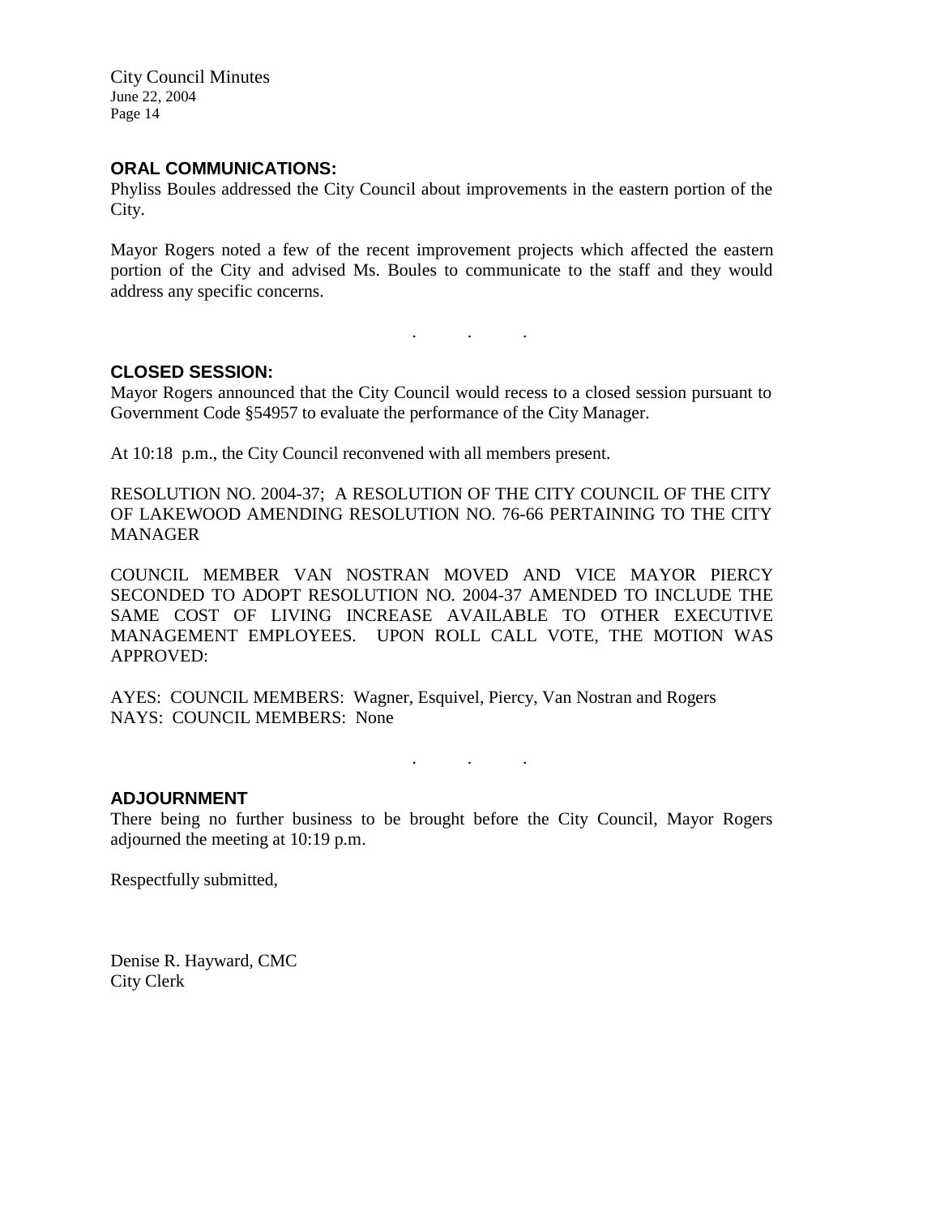**ORAL COMMUNICATIONS:**

Phyliss Boules addressed the City Council about improvements in the eastern portion of the City.

Mayor Rogers noted a few of the recent improvement projects which affected the eastern portion of the City and advised Ms. Boules to communicate to the staff and they would address any specific concerns.

. . .

**CLOSED SESSION:**

Mayor Rogers announced that the City Council would recess to a closed session pursuant to Government Code §54957 to evaluate the performance of the City Manager.

At 10:18 p.m., the City Council reconvened with all members present.

RESOLUTION NO. 2004-37; A RESOLUTION OF THE CITY COUNCIL OF THE CITY OF LAKEWOOD AMENDING RESOLUTION NO. 76-66 PERTAINING TO THE CITY MANAGER

COUNCIL MEMBER VAN NOSTRAN MOVED AND VICE MAYOR PIERCY SECONDED TO ADOPT RESOLUTION NO. 2004-37 AMENDED TO INCLUDE THE SAME COST OF LIVING INCREASE AVAILABLE TO OTHER EXECUTIVE MANAGEMENT EMPLOYEES. UPON ROLL CALL VOTE, THE MOTION WAS APPROVED:

AYES: COUNCIL MEMBERS: Wagner, Esquivel, Piercy, Van Nostran and Rogers
NAYS: COUNCIL MEMBERS: None

. . .

**ADJOURNMENT**

There being no further business to be brought before the City Council, Mayor Rogers adjourned the meeting at 10:19 p.m.

Respectfully submitted,

Denise R. Hayward, CMC
City Clerk